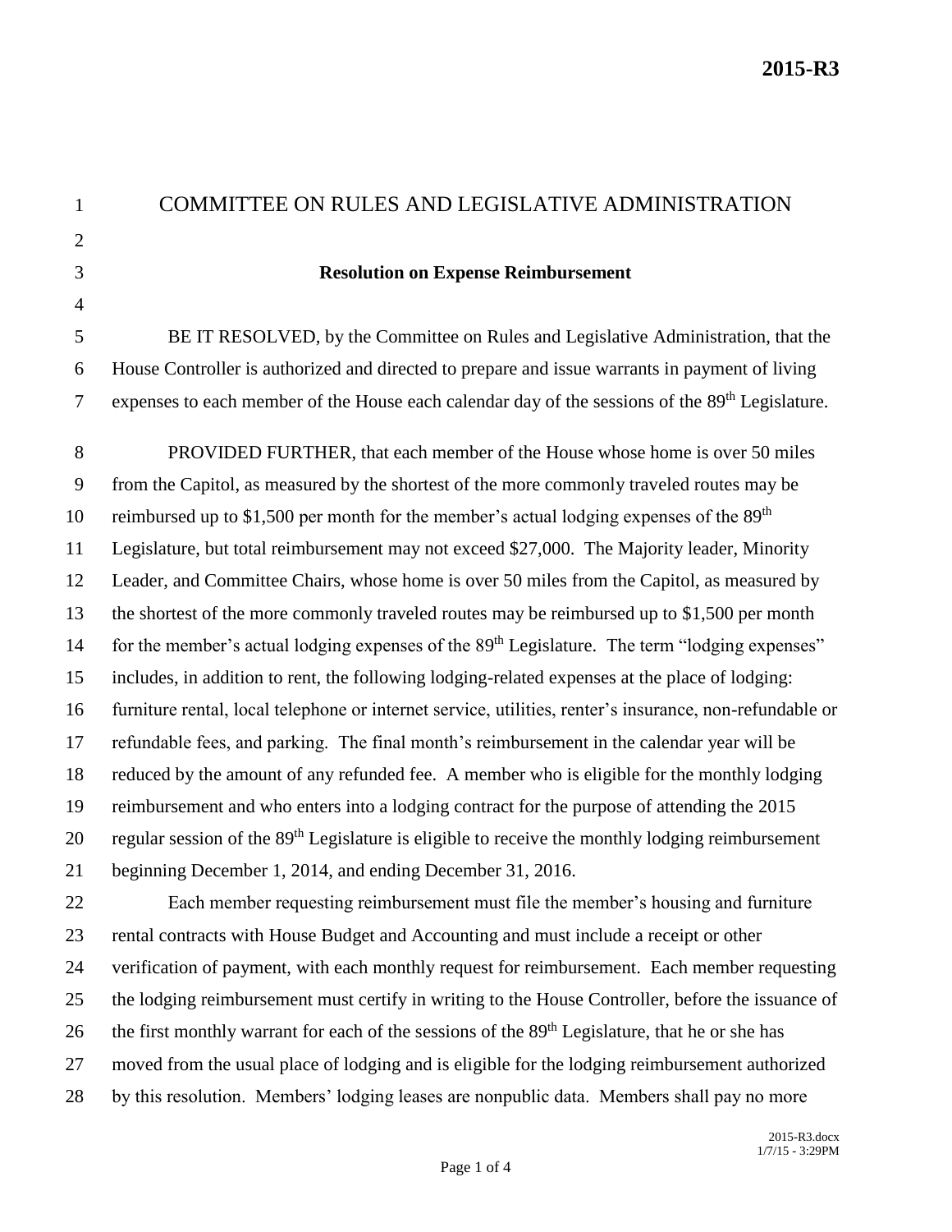# COMMITTEE ON RULES AND LEGISLATIVE ADMINISTRATION

**Resolution on Expense Reimbursement**

BE IT RESOLVED, by the Committee on Rules and Legislative Administration, that the House Controller is authorized and directed to prepare and issue warrants in payment of living expenses to each member of the House each calendar day of the sessions of the 89th Legislature.

PROVIDED FURTHER, that each member of the House whose home is over 50 miles from the Capitol, as measured by the shortest of the more commonly traveled routes may be reimbursed up to $1,500 per month for the member's actual lodging expenses of the 89th Legislature, but total reimbursement may not exceed $27,000. The Majority leader, Minority Leader, and Committee Chairs, whose home is over 50 miles from the Capitol, as measured by the shortest of the more commonly traveled routes may be reimbursed up to $1,500 per month for the member's actual lodging expenses of the 89th Legislature. The term "lodging expenses" includes, in addition to rent, the following lodging-related expenses at the place of lodging: furniture rental, local telephone or internet service, utilities, renter's insurance, non-refundable or refundable fees, and parking. The final month's reimbursement in the calendar year will be reduced by the amount of any refunded fee. A member who is eligible for the monthly lodging reimbursement and who enters into a lodging contract for the purpose of attending the 2015 regular session of the 89th Legislature is eligible to receive the monthly lodging reimbursement beginning December 1, 2014, and ending December 31, 2016.

Each member requesting reimbursement must file the member's housing and furniture rental contracts with House Budget and Accounting and must include a receipt or other verification of payment, with each monthly request for reimbursement. Each member requesting the lodging reimbursement must certify in writing to the House Controller, before the issuance of the first monthly warrant for each of the sessions of the 89th Legislature, that he or she has moved from the usual place of lodging and is eligible for the lodging reimbursement authorized by this resolution. Members' lodging leases are nonpublic data. Members shall pay no more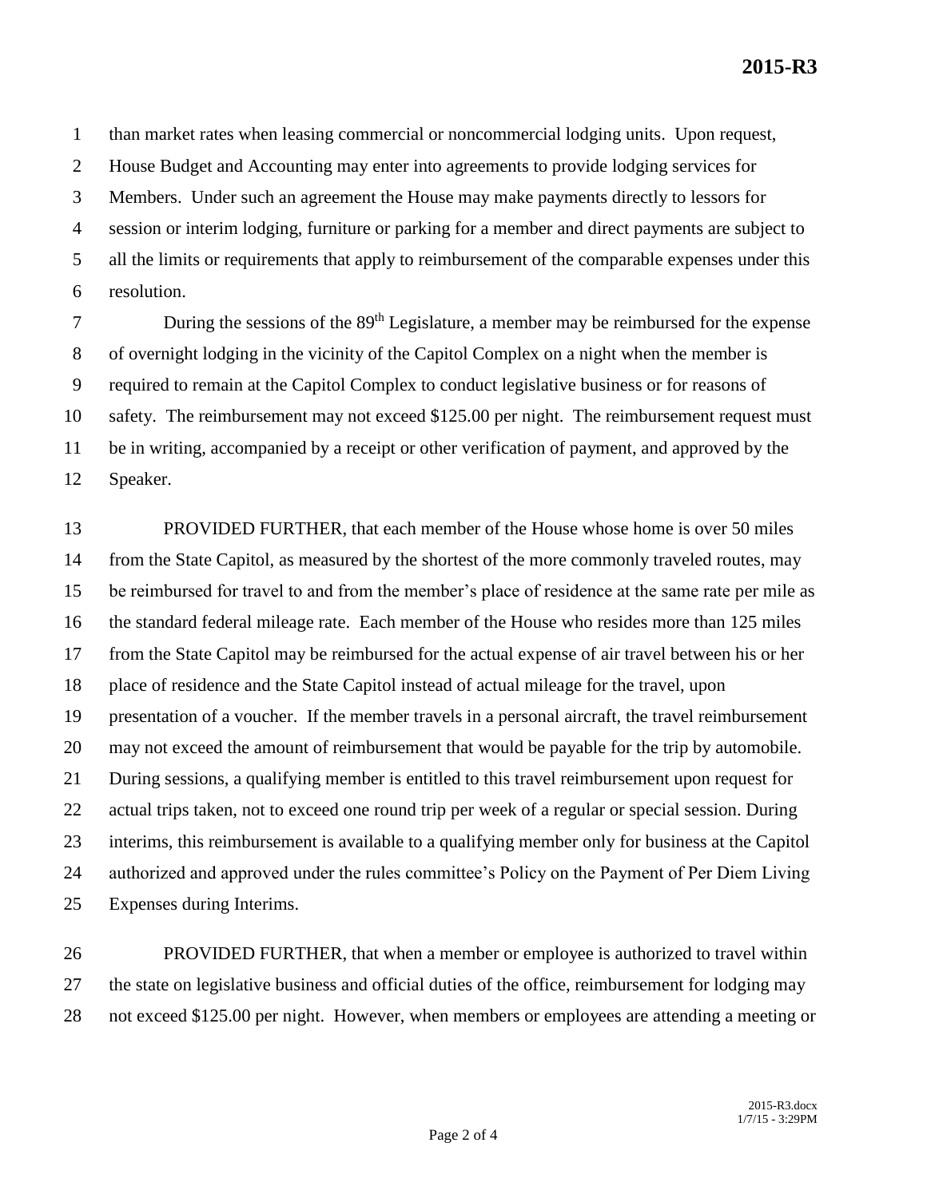than market rates when leasing commercial or noncommercial lodging units. Upon request, House Budget and Accounting may enter into agreements to provide lodging services for Members. Under such an agreement the House may make payments directly to lessors for session or interim lodging, furniture or parking for a member and direct payments are subject to all the limits or requirements that apply to reimbursement of the comparable expenses under this resolution.

During the sessions of the 89th Legislature, a member may be reimbursed for the expense of overnight lodging in the vicinity of the Capitol Complex on a night when the member is required to remain at the Capitol Complex to conduct legislative business or for reasons of safety. The reimbursement may not exceed $125.00 per night. The reimbursement request must be in writing, accompanied by a receipt or other verification of payment, and approved by the Speaker.

PROVIDED FURTHER, that each member of the House whose home is over 50 miles from the State Capitol, as measured by the shortest of the more commonly traveled routes, may be reimbursed for travel to and from the member's place of residence at the same rate per mile as the standard federal mileage rate. Each member of the House who resides more than 125 miles from the State Capitol may be reimbursed for the actual expense of air travel between his or her place of residence and the State Capitol instead of actual mileage for the travel, upon presentation of a voucher. If the member travels in a personal aircraft, the travel reimbursement may not exceed the amount of reimbursement that would be payable for the trip by automobile. During sessions, a qualifying member is entitled to this travel reimbursement upon request for actual trips taken, not to exceed one round trip per week of a regular or special session. During interims, this reimbursement is available to a qualifying member only for business at the Capitol authorized and approved under the rules committee's Policy on the Payment of Per Diem Living Expenses during Interims.

PROVIDED FURTHER, that when a member or employee is authorized to travel within the state on legislative business and official duties of the office, reimbursement for lodging may not exceed $125.00 per night. However, when members or employees are attending a meeting or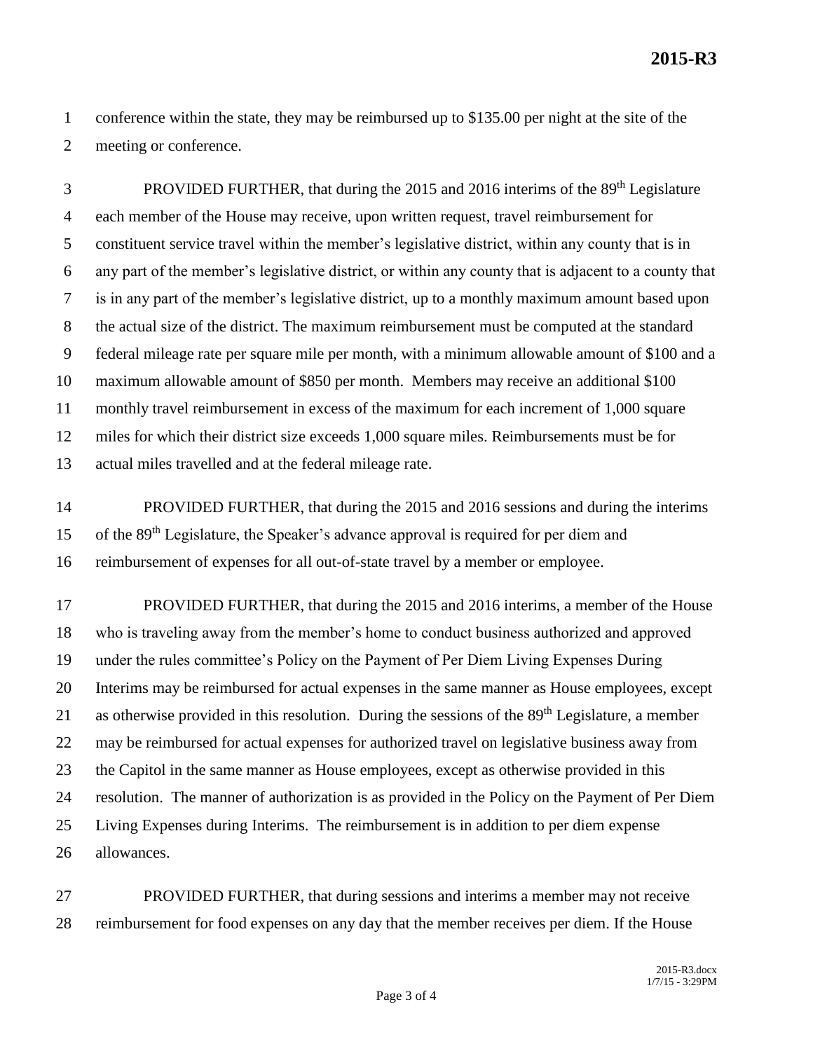conference within the state, they may be reimbursed up to $135.00 per night at the site of the meeting or conference.

PROVIDED FURTHER, that during the 2015 and 2016 interims of the 89th Legislature each member of the House may receive, upon written request, travel reimbursement for constituent service travel within the member's legislative district, within any county that is in any part of the member's legislative district, or within any county that is adjacent to a county that is in any part of the member's legislative district, up to a monthly maximum amount based upon the actual size of the district. The maximum reimbursement must be computed at the standard federal mileage rate per square mile per month, with a minimum allowable amount of $100 and a maximum allowable amount of $850 per month. Members may receive an additional $100 monthly travel reimbursement in excess of the maximum for each increment of 1,000 square miles for which their district size exceeds 1,000 square miles. Reimbursements must be for actual miles travelled and at the federal mileage rate.

PROVIDED FURTHER, that during the 2015 and 2016 sessions and during the interims of the 89th Legislature, the Speaker's advance approval is required for per diem and reimbursement of expenses for all out-of-state travel by a member or employee.

PROVIDED FURTHER, that during the 2015 and 2016 interims, a member of the House who is traveling away from the member's home to conduct business authorized and approved under the rules committee's Policy on the Payment of Per Diem Living Expenses During Interims may be reimbursed for actual expenses in the same manner as House employees, except as otherwise provided in this resolution. During the sessions of the 89th Legislature, a member may be reimbursed for actual expenses for authorized travel on legislative business away from the Capitol in the same manner as House employees, except as otherwise provided in this resolution. The manner of authorization is as provided in the Policy on the Payment of Per Diem Living Expenses during Interims. The reimbursement is in addition to per diem expense allowances.

PROVIDED FURTHER, that during sessions and interims a member may not receive reimbursement for food expenses on any day that the member receives per diem. If the House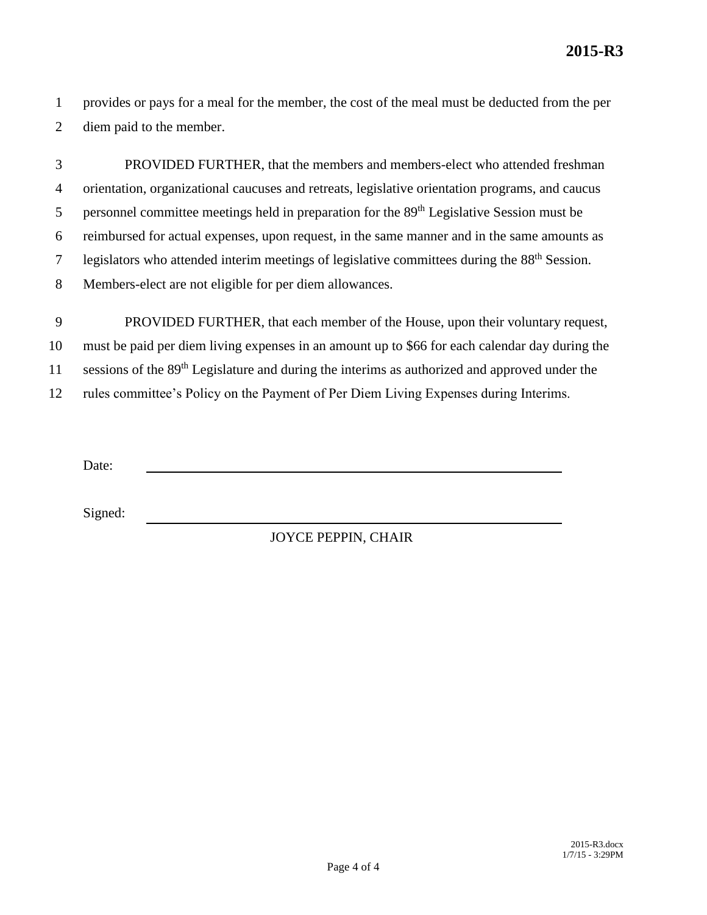provides or pays for a meal for the member, the cost of the meal must be deducted from the per diem paid to the member.

PROVIDED FURTHER, that the members and members-elect who attended freshman orientation, organizational caucuses and retreats, legislative orientation programs, and caucus personnel committee meetings held in preparation for the 89th Legislative Session must be reimbursed for actual expenses, upon request, in the same manner and in the same amounts as legislators who attended interim meetings of legislative committees during the 88th Session. Members-elect are not eligible for per diem allowances.

PROVIDED FURTHER, that each member of the House, upon their voluntary request, must be paid per diem living expenses in an amount up to $66 for each calendar day during the sessions of the 89th Legislature and during the interims as authorized and approved under the rules committee's Policy on the Payment of Per Diem Living Expenses during Interims.

Date: \_\_\_\_\_\_\_\_\_\_\_\_\_\_\_\_\_\_\_\_\_\_\_\_\_\_\_\_\_\_\_\_\_\_\_\_\_\_\_\_

Signed: \_\_\_\_\_\_\_\_\_\_\_\_\_\_\_\_\_\_\_\_\_\_\_\_\_\_\_\_\_\_\_\_\_\_\_\_\_\_\_\_

JOYCE PEPPIN, CHAIR

2015-R3.docx
1/7/15 - 3:29PM